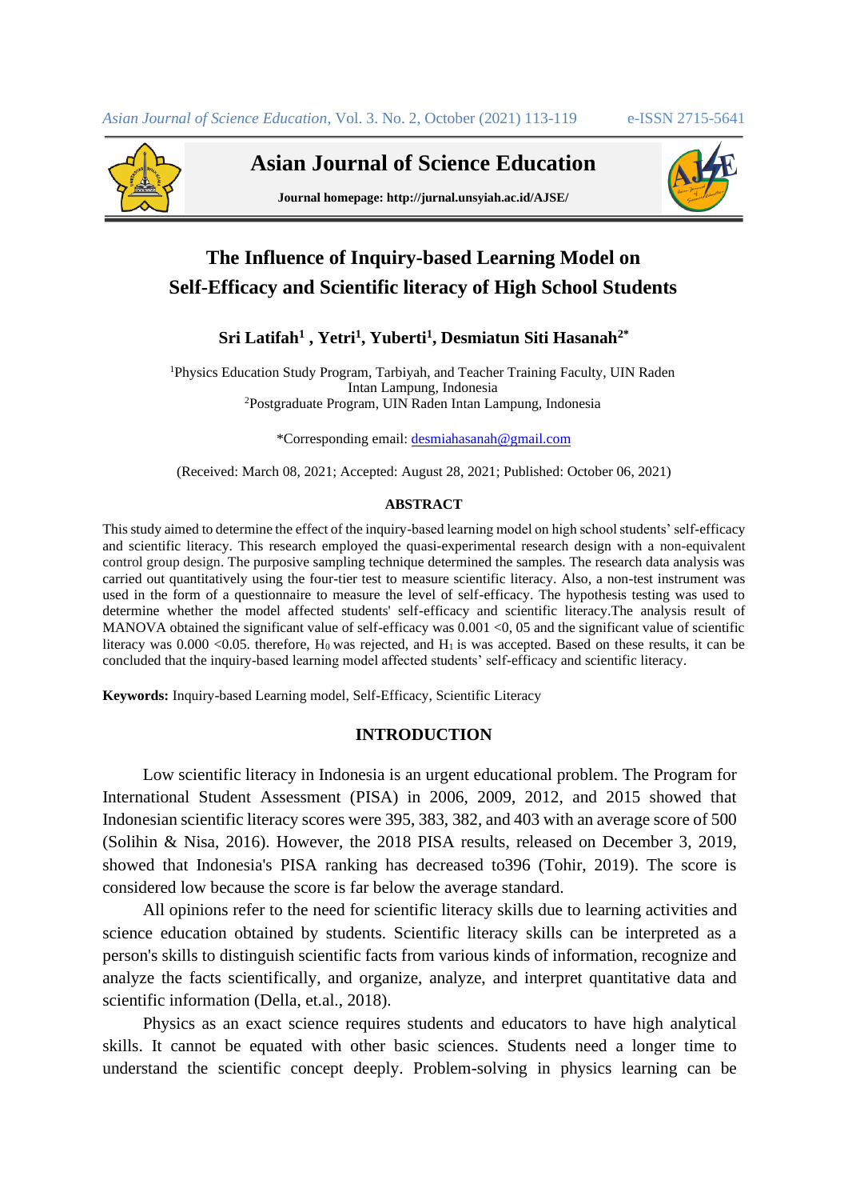# Asian Journal of Science Education

**Journal homepage: http://jurnal.unsyiah.ac.id/AJSE/**

## The Influence of Inquiry-based Learning Model on Self-Efficacy and Scientific literacy of High School Students

**Sri Latifah[1] , Yetri[1], Yuberti[1], Desmiatun Siti Hasanah[2*]**

[1]Physics Education Study Program, Tarbiyah, and Teacher Training Faculty, UIN Raden Intan Lampung, Indonesia
[2]Postgraduate Program, UIN Raden Intan Lampung, Indonesia

*Corresponding email: desmiahasanah@gmail.com

(Received: March 08, 2021; Accepted: August 28, 2021; Published: October 06, 2021)

### ABSTRACT

This study aimed to determine the effect of the inquiry-based learning model on high school students' self-efficacy and scientific literacy. This research employed the quasi-experimental research design with a non-equivalent control group design. The purposive sampling technique determined the samples. The research data analysis was carried out quantitatively using the four-tier test to measure scientific literacy. Also, a non-test instrument was used in the form of a questionnaire to measure the level of self-efficacy. The hypothesis testing was used to determine whether the model affected students' self-efficacy and scientific literacy.The analysis result of MANOVA obtained the significant value of self-efficacy was 0.001 <0, 05 and the significant value of scientific literacy was 0.000 <0.05. therefore, $H_0$ was rejected, and $H_1$ is was accepted. Based on these results, it can be concluded that the inquiry-based learning model affected students' self-efficacy and scientific literacy.

**Keywords:** Inquiry-based Learning model, Self-Efficacy, Scientific Literacy

### INTRODUCTION

Low scientific literacy in Indonesia is an urgent educational problem. The Program for International Student Assessment (PISA) in 2006, 2009, 2012, and 2015 showed that Indonesian scientific literacy scores were 395, 383, 382, and 403 with an average score of 500 (Solihin & Nisa, 2016). However, the 2018 PISA results, released on December 3, 2019, showed that Indonesia's PISA ranking has decreased to396 (Tohir, 2019). The score is considered low because the score is far below the average standard.

All opinions refer to the need for scientific literacy skills due to learning activities and science education obtained by students. Scientific literacy skills can be interpreted as a person's skills to distinguish scientific facts from various kinds of information, recognize and analyze the facts scientifically, and organize, analyze, and interpret quantitative data and scientific information (Della, et.al., 2018).

Physics as an exact science requires students and educators to have high analytical skills. It cannot be equated with other basic sciences. Students need a longer time to understand the scientific concept deeply. Problem-solving in physics learning can be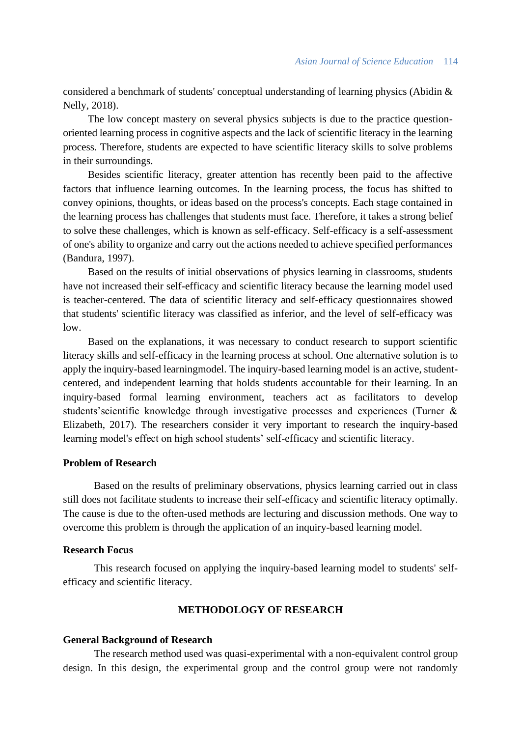considered a benchmark of students' conceptual understanding of learning physics (Abidin & Nelly, 2018).

The low concept mastery on several physics subjects is due to the practice question-oriented learning process in cognitive aspects and the lack of scientific literacy in the learning process. Therefore, students are expected to have scientific literacy skills to solve problems in their surroundings.

Besides scientific literacy, greater attention has recently been paid to the affective factors that influence learning outcomes. In the learning process, the focus has shifted to convey opinions, thoughts, or ideas based on the process's concepts. Each stage contained in the learning process has challenges that students must face. Therefore, it takes a strong belief to solve these challenges, which is known as self-efficacy. Self-efficacy is a self-assessment of one's ability to organize and carry out the actions needed to achieve specified performances (Bandura, 1997).

Based on the results of initial observations of physics learning in classrooms, students have not increased their self-efficacy and scientific literacy because the learning model used is teacher-centered. The data of scientific literacy and self-efficacy questionnaires showed that students' scientific literacy was classified as inferior, and the level of self-efficacy was low.

Based on the explanations, it was necessary to conduct research to support scientific literacy skills and self-efficacy in the learning process at school. One alternative solution is to apply the inquiry-based learningmodel. The inquiry-based learning model is an active, student-centered, and independent learning that holds students accountable for their learning. In an inquiry-based formal learning environment, teachers act as facilitators to develop students'scientific knowledge through investigative processes and experiences (Turner & Elizabeth, 2017). The researchers consider it very important to research the inquiry-based learning model's effect on high school students' self-efficacy and scientific literacy.

### Problem of Research

Based on the results of preliminary observations, physics learning carried out in class still does not facilitate students to increase their self-efficacy and scientific literacy optimally. The cause is due to the often-used methods are lecturing and discussion methods. One way to overcome this problem is through the application of an inquiry-based learning model.

### Research Focus

This research focused on applying the inquiry-based learning model to students' self-efficacy and scientific literacy.

## METHODOLOGY OF RESEARCH

### General Background of Research

The research method used was quasi-experimental with a non-equivalent control group design. In this design, the experimental group and the control group were not randomly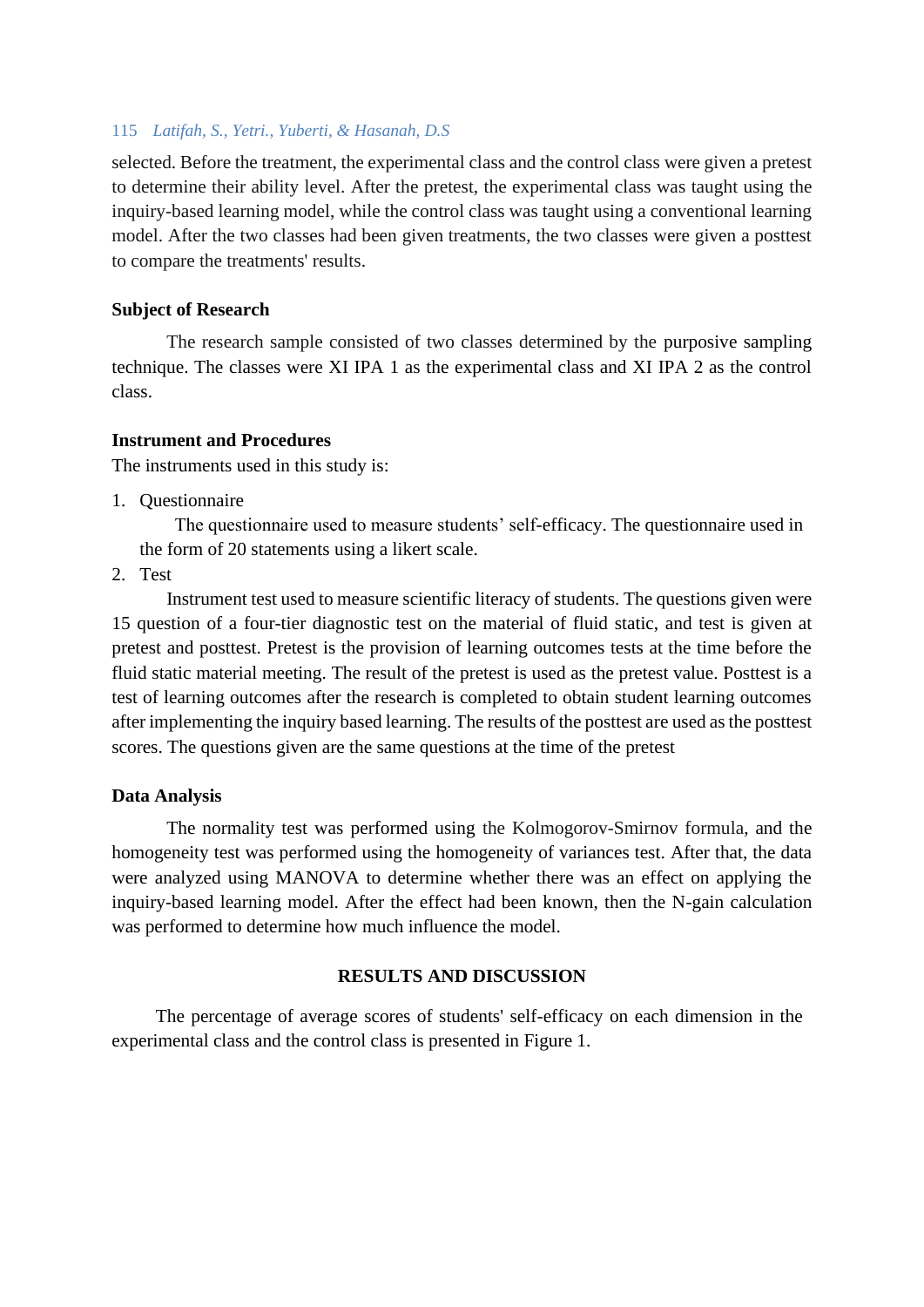selected. Before the treatment, the experimental class and the control class were given a pretest to determine their ability level. After the pretest, the experimental class was taught using the inquiry-based learning model, while the control class was taught using a conventional learning model. After the two classes had been given treatments, the two classes were given a posttest to compare the treatments' results.

**Subject of Research**

The research sample consisted of two classes determined by the purposive sampling technique. The classes were XI IPA 1 as the experimental class and XI IPA 2 as the control class.

**Instrument and Procedures**

The instruments used in this study is:

1. Questionnaire

   The questionnaire used to measure students' self-efficacy. The questionnaire used in the form of 20 statements using a likert scale.

2. Test

Instrument test used to measure scientific literacy of students. The questions given were 15 question of a four-tier diagnostic test on the material of fluid static, and test is given at pretest and posttest. Pretest is the provision of learning outcomes tests at the time before the fluid static material meeting. The result of the pretest is used as the pretest value. Posttest is a test of learning outcomes after the research is completed to obtain student learning outcomes after implementing the inquiry based learning. The results of the posttest are used as the posttest scores. The questions given are the same questions at the time of the pretest

**Data Analysis**

The normality test was performed using the Kolmogorov-Smirnov formula, and the homogeneity test was performed using the homogeneity of variances test. After that, the data were analyzed using MANOVA to determine whether there was an effect on applying the inquiry-based learning model. After the effect had been known, then the N-gain calculation was performed to determine how much influence the model.

## RESULTS AND DISCUSSION

The percentage of average scores of students' self-efficacy on each dimension in the experimental class and the control class is presented in Figure 1.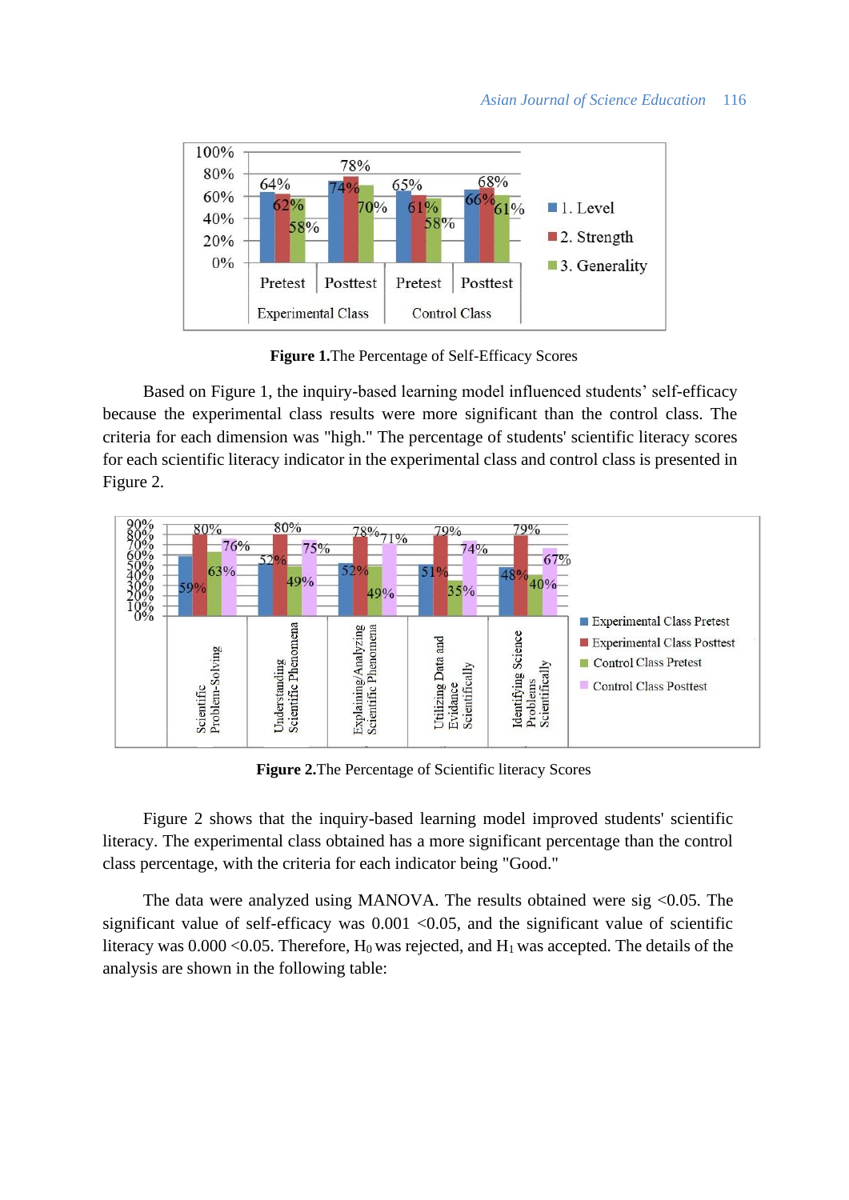**Figure 1.**The Percentage of Self-Efficacy Scores

Based on Figure 1, the inquiry-based learning model influenced students' self-efficacy because the experimental class results were more significant than the control class. The criteria for each dimension was "high." The percentage of students' scientific literacy scores for each scientific literacy indicator in the experimental class and control class is presented in Figure 2.

**Figure 2.**The Percentage of Scientific literacy Scores

Figure 2 shows that the inquiry-based learning model improved students' scientific literacy. The experimental class obtained has a more significant percentage than the control class percentage, with the criteria for each indicator being "Good."

The data were analyzed using MANOVA. The results obtained were sig <0.05. The significant value of self-efficacy was 0.001 <0.05, and the significant value of scientific literacy was 0.000 <0.05. Therefore, $H_0$ was rejected, and $H_1$ was accepted. The details of the analysis are shown in the following table: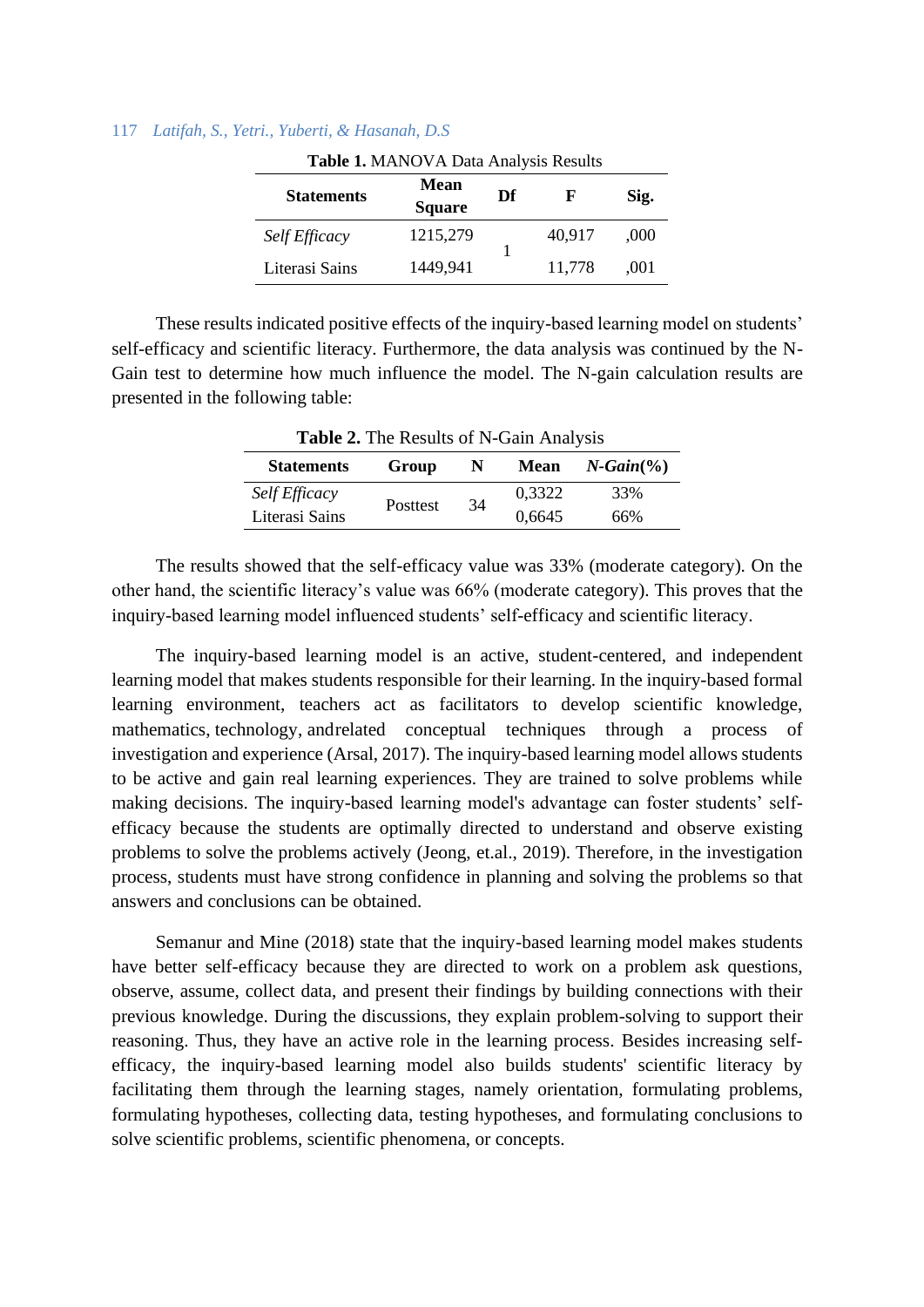**Table 1.** MANOVA Data Analysis Results

| Statements | Mean Square | Df | F | Sig. |
|---|---|---|---|---|
| *Self Efficacy* | 1215,279 | 1 | 40,917 | ,000 |
| Literasi Sains | 1449,941 | | 11,778 | ,001 |

These results indicated positive effects of the inquiry-based learning model on students' self-efficacy and scientific literacy. Furthermore, the data analysis was continued by the N-Gain test to determine how much influence the model. The N-gain calculation results are presented in the following table:

**Table 2.** The Results of N-Gain Analysis

| Statements | Group | N | Mean | *N-Gain*(%) |
|---|---|---|---|---|
| *Self Efficacy* | Posttest | 34 | 0,3322 | 33% |
| Literasi Sains | | | 0,6645 | 66% |

The results showed that the self-efficacy value was 33% (moderate category). On the other hand, the scientific literacy's value was 66% (moderate category). This proves that the inquiry-based learning model influenced students' self-efficacy and scientific literacy.

The inquiry-based learning model is an active, student-centered, and independent learning model that makes students responsible for their learning. In the inquiry-based formal learning environment, teachers act as facilitators to develop scientific knowledge, mathematics, technology, andrelated conceptual techniques through a process of investigation and experience (Arsal, 2017). The inquiry-based learning model allows students to be active and gain real learning experiences. They are trained to solve problems while making decisions. The inquiry-based learning model's advantage can foster students' self-efficacy because the students are optimally directed to understand and observe existing problems to solve the problems actively (Jeong, et.al., 2019). Therefore, in the investigation process, students must have strong confidence in planning and solving the problems so that answers and conclusions can be obtained.

Semanur and Mine (2018) state that the inquiry-based learning model makes students have better self-efficacy because they are directed to work on a problem ask questions, observe, assume, collect data, and present their findings by building connections with their previous knowledge. During the discussions, they explain problem-solving to support their reasoning. Thus, they have an active role in the learning process. Besides increasing self-efficacy, the inquiry-based learning model also builds students' scientific literacy by facilitating them through the learning stages, namely orientation, formulating problems, formulating hypotheses, collecting data, testing hypotheses, and formulating conclusions to solve scientific problems, scientific phenomena, or concepts.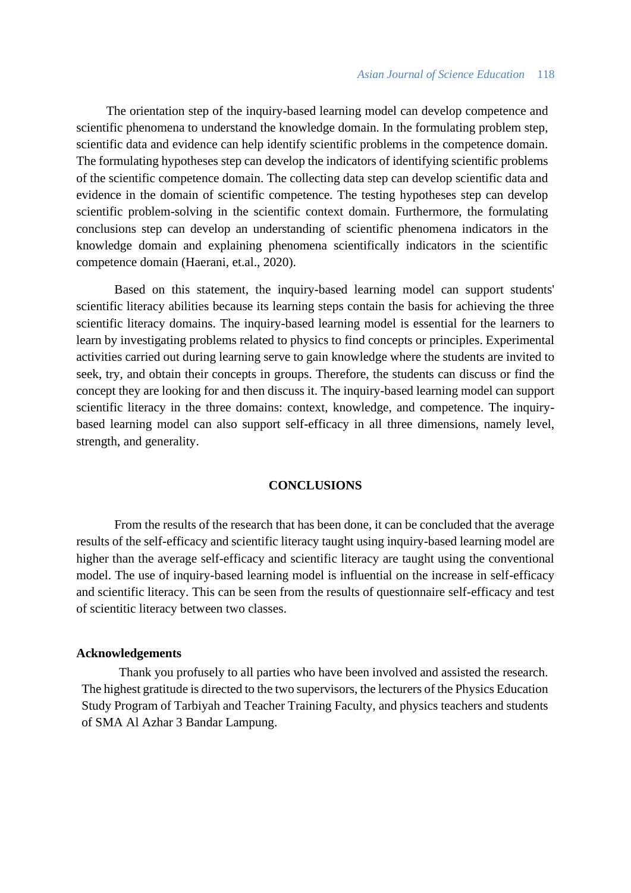The orientation step of the inquiry-based learning model can develop competence and scientific phenomena to understand the knowledge domain. In the formulating problem step, scientific data and evidence can help identify scientific problems in the competence domain. The formulating hypotheses step can develop the indicators of identifying scientific problems of the scientific competence domain. The collecting data step can develop scientific data and evidence in the domain of scientific competence. The testing hypotheses step can develop scientific problem-solving in the scientific context domain. Furthermore, the formulating conclusions step can develop an understanding of scientific phenomena indicators in the knowledge domain and explaining phenomena scientifically indicators in the scientific competence domain (Haerani, et.al., 2020).

Based on this statement, the inquiry-based learning model can support students' scientific literacy abilities because its learning steps contain the basis for achieving the three scientific literacy domains. The inquiry-based learning model is essential for the learners to learn by investigating problems related to physics to find concepts or principles. Experimental activities carried out during learning serve to gain knowledge where the students are invited to seek, try, and obtain their concepts in groups. Therefore, the students can discuss or find the concept they are looking for and then discuss it. The inquiry-based learning model can support scientific literacy in the three domains: context, knowledge, and competence. The inquiry-based learning model can also support self-efficacy in all three dimensions, namely level, strength, and generality.

## CONCLUSIONS

From the results of the research that has been done, it can be concluded that the average results of the self-efficacy and scientific literacy taught using inquiry-based learning model are higher than the average self-efficacy and scientific literacy are taught using the conventional model. The use of inquiry-based learning model is influential on the increase in self-efficacy and scientific literacy. This can be seen from the results of questionnaire self-efficacy and test of scientitic literacy between two classes.

### Acknowledgements

Thank you profusely to all parties who have been involved and assisted the research. The highest gratitude is directed to the two supervisors, the lecturers of the Physics Education Study Program of Tarbiyah and Teacher Training Faculty, and physics teachers and students of SMA Al Azhar 3 Bandar Lampung.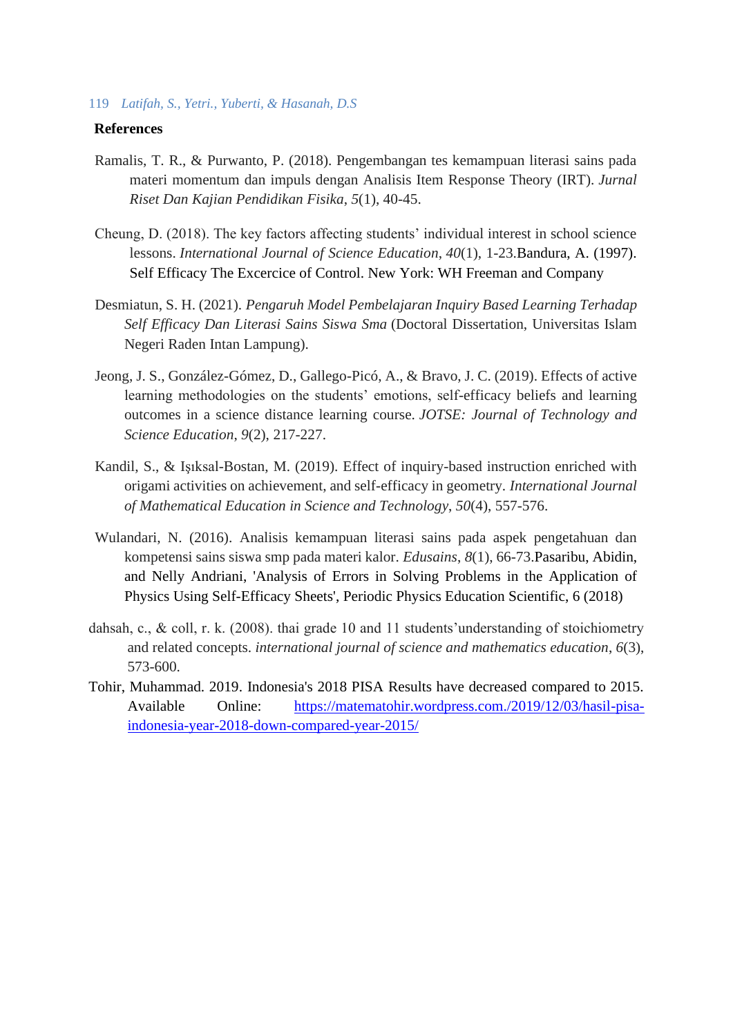**References**

Ramalis, T. R., & Purwanto, P. (2018). Pengembangan tes kemampuan literasi sains pada materi momentum dan impuls dengan Analisis Item Response Theory (IRT). *Jurnal Riset Dan Kajian Pendidikan Fisika*, *5*(1), 40-45.

Cheung, D. (2018). The key factors affecting students' individual interest in school science lessons. *International Journal of Science Education*, *40*(1), 1-23.Bandura, A. (1997). Self Efficacy The Excercice of Control. New York: WH Freeman and Company

Desmiatun, S. H. (2021). *Pengaruh Model Pembelajaran Inquiry Based Learning Terhadap Self Efficacy Dan Literasi Sains Siswa Sma* (Doctoral Dissertation, Universitas Islam Negeri Raden Intan Lampung).

Jeong, J. S., González-Gómez, D., Gallego-Picó, A., & Bravo, J. C. (2019). Effects of active learning methodologies on the students' emotions, self-efficacy beliefs and learning outcomes in a science distance learning course. *JOTSE: Journal of Technology and Science Education*, *9*(2), 217-227.

Kandil, S., & Işıksal-Bostan, M. (2019). Effect of inquiry-based instruction enriched with origami activities on achievement, and self-efficacy in geometry. *International Journal of Mathematical Education in Science and Technology*, *50*(4), 557-576.

Wulandari, N. (2016). Analisis kemampuan literasi sains pada aspek pengetahuan dan kompetensi sains siswa smp pada materi kalor. *Edusains*, *8*(1), 66-73.Pasaribu, Abidin, and Nelly Andriani, 'Analysis of Errors in Solving Problems in the Application of Physics Using Self-Efficacy Sheets', Periodic Physics Education Scientific, 6 (2018)

dahsah, c., & coll, r. k. (2008). thai grade 10 and 11 students'understanding of stoichiometry and related concepts. *international journal of science and mathematics education*, *6*(3), 573-600.

Tohir, Muhammad. 2019. Indonesia's 2018 PISA Results have decreased compared to 2015. Available Online: https://matematohir.wordpress.com./2019/12/03/hasil-pisa-indonesia-year-2018-down-compared-year-2015/